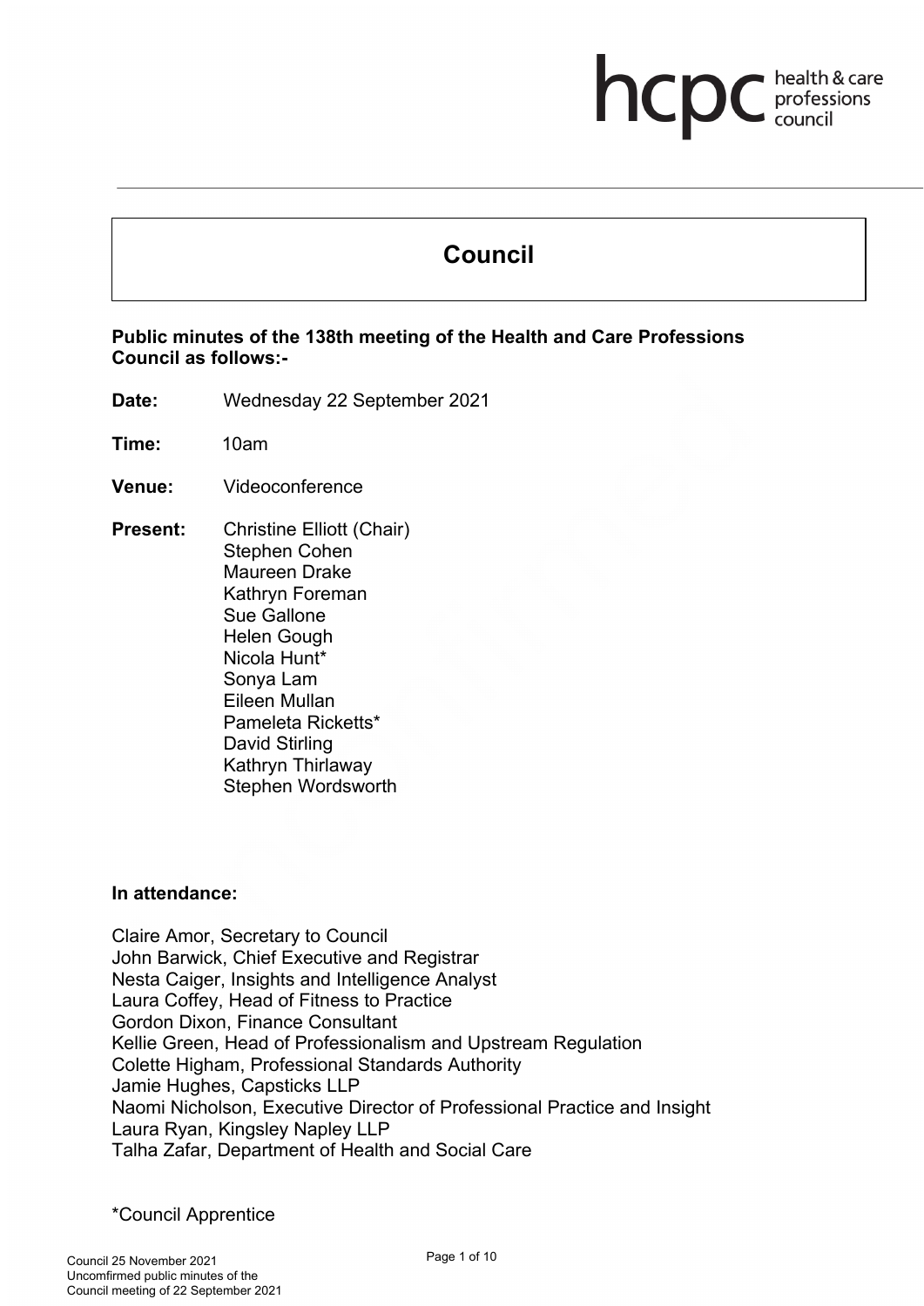# Council

**Public minutes of the 138th meeting of the Health and Care Professions Council as follows:-**

**Date:** Wednesday 22 September 2021

**Time:** 10am

**Venue:** Videoconference

**Present:** Christine Elliott (Chair)
Stephen Cohen
Maureen Drake
Kathryn Foreman
Sue Gallone
Helen Gough
Nicola Hunt*
Sonya Lam
Eileen Mullan
Pameleta Ricketts*
David Stirling
Kathryn Thirlaway
Stephen Wordsworth

**In attendance:**

Claire Amor, Secretary to Council
John Barwick, Chief Executive and Registrar
Nesta Caiger, Insights and Intelligence Analyst
Laura Coffey, Head of Fitness to Practice
Gordon Dixon, Finance Consultant
Kellie Green, Head of Professionalism and Upstream Regulation
Colette Higham, Professional Standards Authority
Jamie Hughes, Capsticks LLP
Naomi Nicholson, Executive Director of Professional Practice and Insight
Laura Ryan, Kingsley Napley LLP
Talha Zafar, Department of Health and Social Care

*Council Apprentice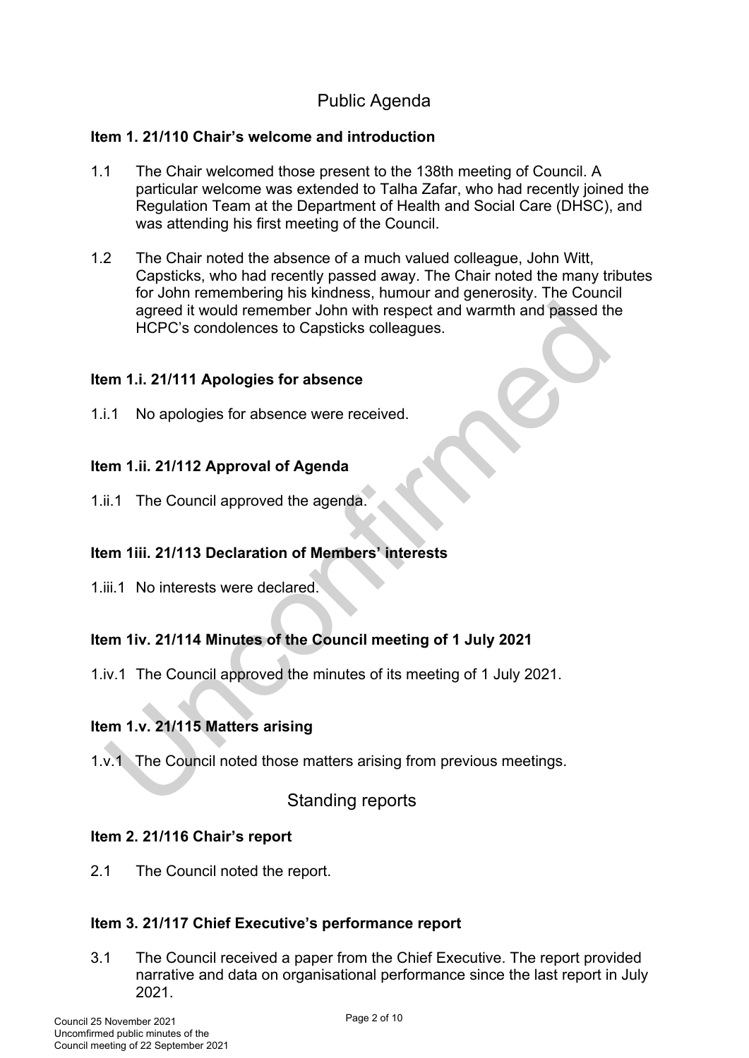# Public Agenda

### Item 1. 21/110 Chair's welcome and introduction

1.1 The Chair welcomed those present to the 138th meeting of Council. A particular welcome was extended to Talha Zafar, who had recently joined the Regulation Team at the Department of Health and Social Care (DHSC), and was attending his first meeting of the Council.

1.2 The Chair noted the absence of a much valued colleague, John Witt, Capsticks, who had recently passed away. The Chair noted the many tributes for John remembering his kindness, humour and generosity. The Council agreed it would remember John with respect and warmth and passed the HCPC's condolences to Capsticks colleagues.

### Item 1.i. 21/111 Apologies for absence

1.i.1 No apologies for absence were received.

### Item 1.ii. 21/112 Approval of Agenda

1.ii.1 The Council approved the agenda.

### Item 1iii. 21/113 Declaration of Members' interests

1.iii.1 No interests were declared.

### Item 1iv. 21/114 Minutes of the Council meeting of 1 July 2021

1.iv.1 The Council approved the minutes of its meeting of 1 July 2021.

### Item 1.v. 21/115 Matters arising

1.v.1 The Council noted those matters arising from previous meetings.

# Standing reports

### Item 2. 21/116 Chair's report

2.1 The Council noted the report.

### Item 3. 21/117 Chief Executive's performance report

3.1 The Council received a paper from the Chief Executive. The report provided narrative and data on organisational performance since the last report in July 2021.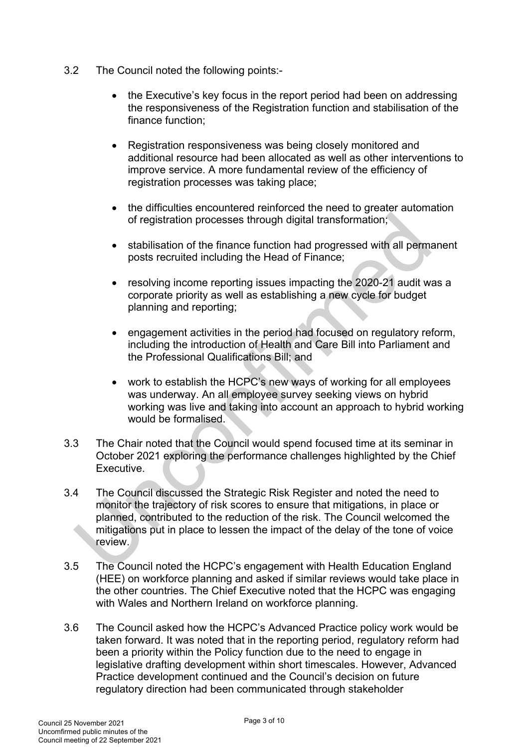3.2 The Council noted the following points:-

- the Executive's key focus in the report period had been on addressing the responsiveness of the Registration function and stabilisation of the finance function;

- Registration responsiveness was being closely monitored and additional resource had been allocated as well as other interventions to improve service. A more fundamental review of the efficiency of registration processes was taking place;

- the difficulties encountered reinforced the need to greater automation of registration processes through digital transformation;

- stabilisation of the finance function had progressed with all permanent posts recruited including the Head of Finance;

- resolving income reporting issues impacting the 2020-21 audit was a corporate priority as well as establishing a new cycle for budget planning and reporting;

- engagement activities in the period had focused on regulatory reform, including the introduction of Health and Care Bill into Parliament and the Professional Qualifications Bill; and

- work to establish the HCPC's new ways of working for all employees was underway. An all employee survey seeking views on hybrid working was live and taking into account an approach to hybrid working would be formalised.

3.3 The Chair noted that the Council would spend focused time at its seminar in October 2021 exploring the performance challenges highlighted by the Chief Executive.

3.4 The Council discussed the Strategic Risk Register and noted the need to monitor the trajectory of risk scores to ensure that mitigations, in place or planned, contributed to the reduction of the risk. The Council welcomed the mitigations put in place to lessen the impact of the delay of the tone of voice review.

3.5 The Council noted the HCPC's engagement with Health Education England (HEE) on workforce planning and asked if similar reviews would take place in the other countries. The Chief Executive noted that the HCPC was engaging with Wales and Northern Ireland on workforce planning.

3.6 The Council asked how the HCPC's Advanced Practice policy work would be taken forward. It was noted that in the reporting period, regulatory reform had been a priority within the Policy function due to the need to engage in legislative drafting development within short timescales. However, Advanced Practice development continued and the Council's decision on future regulatory direction had been communicated through stakeholder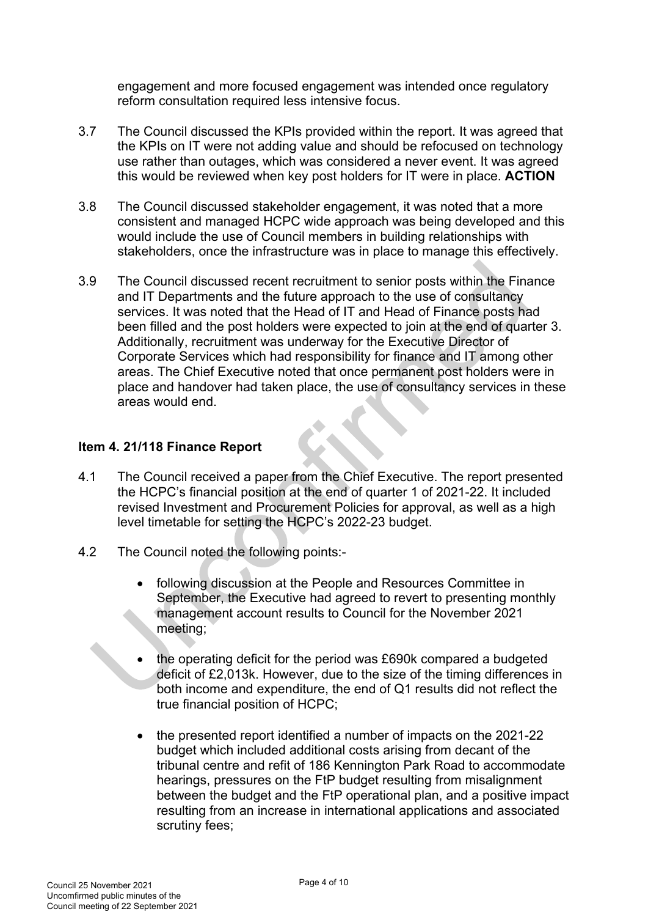engagement and more focused engagement was intended once regulatory reform consultation required less intensive focus.

3.7 The Council discussed the KPIs provided within the report. It was agreed that the KPIs on IT were not adding value and should be refocused on technology use rather than outages, which was considered a never event. It was agreed this would be reviewed when key post holders for IT were in place. **ACTION**

3.8 The Council discussed stakeholder engagement, it was noted that a more consistent and managed HCPC wide approach was being developed and this would include the use of Council members in building relationships with stakeholders, once the infrastructure was in place to manage this effectively.

3.9 The Council discussed recent recruitment to senior posts within the Finance and IT Departments and the future approach to the use of consultancy services. It was noted that the Head of IT and Head of Finance posts had been filled and the post holders were expected to join at the end of quarter 3. Additionally, recruitment was underway for the Executive Director of Corporate Services which had responsibility for finance and IT among other areas. The Chief Executive noted that once permanent post holders were in place and handover had taken place, the use of consultancy services in these areas would end.

### Item 4. 21/118 Finance Report

4.1 The Council received a paper from the Chief Executive. The report presented the HCPC's financial position at the end of quarter 1 of 2021-22. It included revised Investment and Procurement Policies for approval, as well as a high level timetable for setting the HCPC's 2022-23 budget.

4.2 The Council noted the following points:-

- following discussion at the People and Resources Committee in September, the Executive had agreed to revert to presenting monthly management account results to Council for the November 2021 meeting;

- the operating deficit for the period was £690k compared a budgeted deficit of £2,013k. However, due to the size of the timing differences in both income and expenditure, the end of Q1 results did not reflect the true financial position of HCPC;

- the presented report identified a number of impacts on the 2021-22 budget which included additional costs arising from decant of the tribunal centre and refit of 186 Kennington Park Road to accommodate hearings, pressures on the FtP budget resulting from misalignment between the budget and the FtP operational plan, and a positive impact resulting from an increase in international applications and associated scrutiny fees;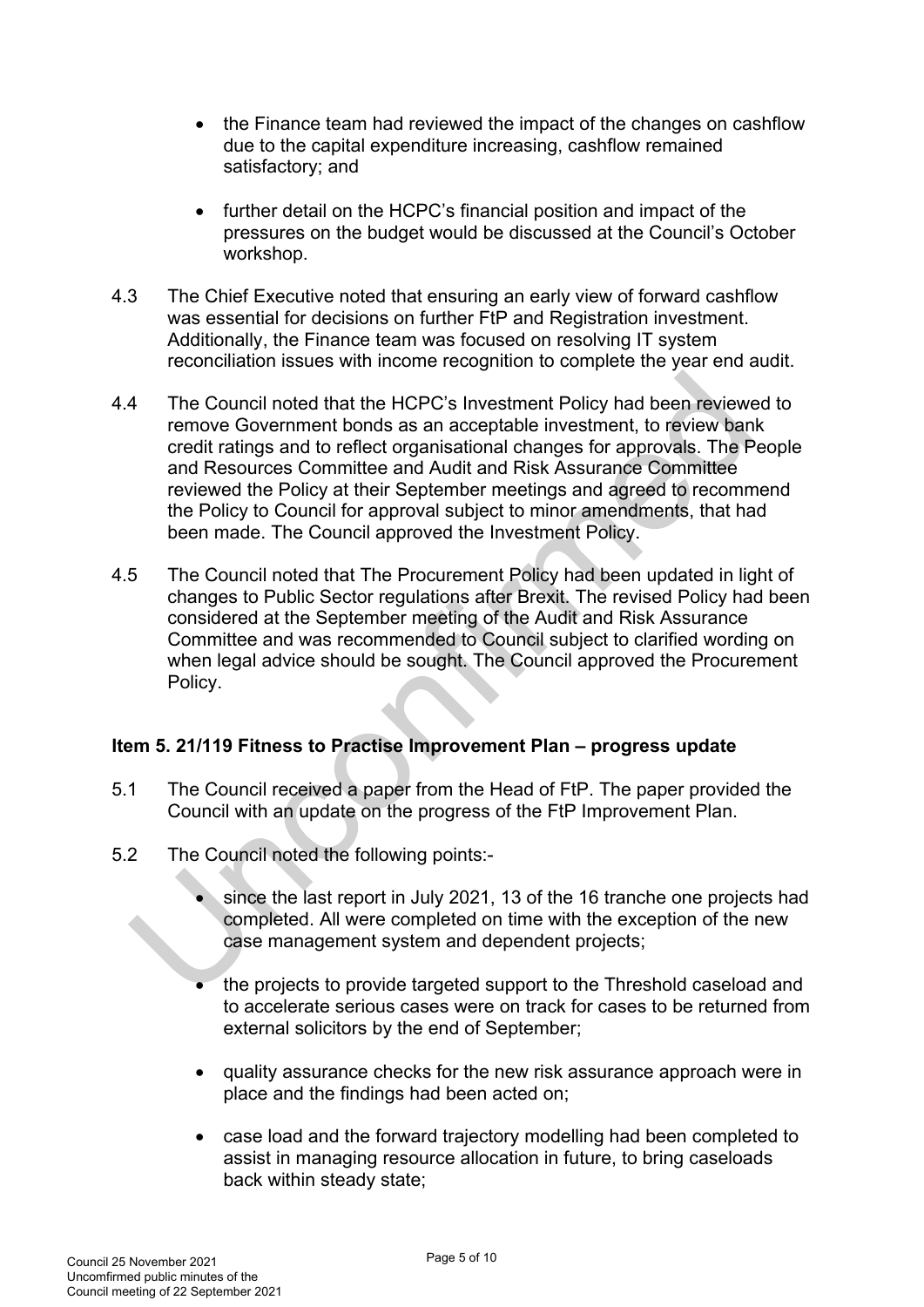- the Finance team had reviewed the impact of the changes on cashflow due to the capital expenditure increasing, cashflow remained satisfactory; and

- further detail on the HCPC's financial position and impact of the pressures on the budget would be discussed at the Council's October workshop.

4.3 The Chief Executive noted that ensuring an early view of forward cashflow was essential for decisions on further FtP and Registration investment. Additionally, the Finance team was focused on resolving IT system reconciliation issues with income recognition to complete the year end audit.

4.4 The Council noted that the HCPC's Investment Policy had been reviewed to remove Government bonds as an acceptable investment, to review bank credit ratings and to reflect organisational changes for approvals. The People and Resources Committee and Audit and Risk Assurance Committee reviewed the Policy at their September meetings and agreed to recommend the Policy to Council for approval subject to minor amendments, that had been made. The Council approved the Investment Policy.

4.5 The Council noted that The Procurement Policy had been updated in light of changes to Public Sector regulations after Brexit. The revised Policy had been considered at the September meeting of the Audit and Risk Assurance Committee and was recommended to Council subject to clarified wording on when legal advice should be sought. The Council approved the Procurement Policy.

**Item 5. 21/119 Fitness to Practise Improvement Plan – progress update**

5.1 The Council received a paper from the Head of FtP. The paper provided the Council with an update on the progress of the FtP Improvement Plan.

5.2 The Council noted the following points:-

- since the last report in July 2021, 13 of the 16 tranche one projects had completed. All were completed on time with the exception of the new case management system and dependent projects;

- the projects to provide targeted support to the Threshold caseload and to accelerate serious cases were on track for cases to be returned from external solicitors by the end of September;

- quality assurance checks for the new risk assurance approach were in place and the findings had been acted on;

- case load and the forward trajectory modelling had been completed to assist in managing resource allocation in future, to bring caseloads back within steady state;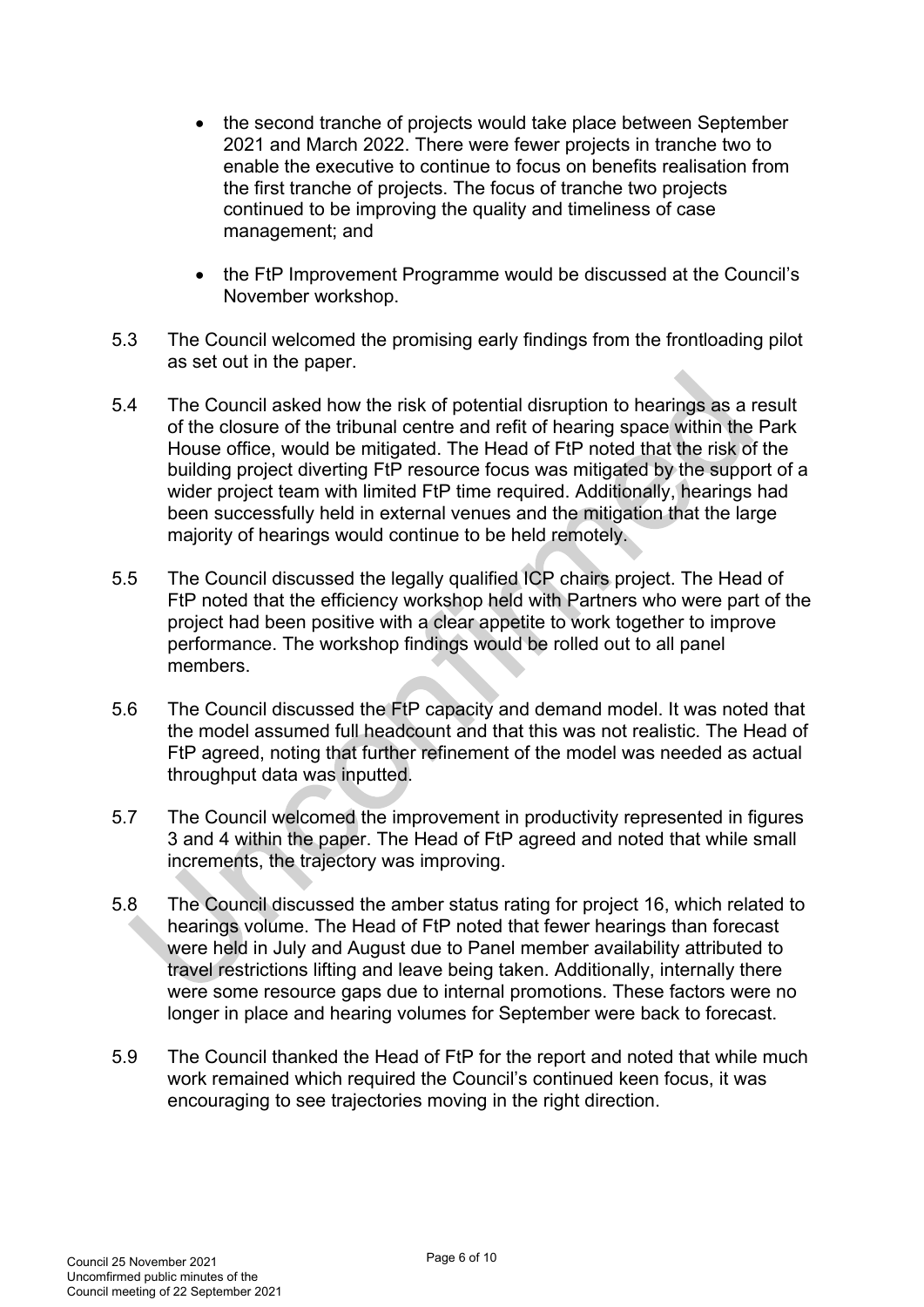- the second tranche of projects would take place between September 2021 and March 2022. There were fewer projects in tranche two to enable the executive to continue to focus on benefits realisation from the first tranche of projects. The focus of tranche two projects continued to be improving the quality and timeliness of case management; and

- the FtP Improvement Programme would be discussed at the Council's November workshop.

5.3 The Council welcomed the promising early findings from the frontloading pilot as set out in the paper.

5.4 The Council asked how the risk of potential disruption to hearings as a result of the closure of the tribunal centre and refit of hearing space within the Park House office, would be mitigated. The Head of FtP noted that the risk of the building project diverting FtP resource focus was mitigated by the support of a wider project team with limited FtP time required. Additionally, hearings had been successfully held in external venues and the mitigation that the large majority of hearings would continue to be held remotely.

5.5 The Council discussed the legally qualified ICP chairs project. The Head of FtP noted that the efficiency workshop held with Partners who were part of the project had been positive with a clear appetite to work together to improve performance. The workshop findings would be rolled out to all panel members.

5.6 The Council discussed the FtP capacity and demand model. It was noted that the model assumed full headcount and that this was not realistic. The Head of FtP agreed, noting that further refinement of the model was needed as actual throughput data was inputted.

5.7 The Council welcomed the improvement in productivity represented in figures 3 and 4 within the paper. The Head of FtP agreed and noted that while small increments, the trajectory was improving.

5.8 The Council discussed the amber status rating for project 16, which related to hearings volume. The Head of FtP noted that fewer hearings than forecast were held in July and August due to Panel member availability attributed to travel restrictions lifting and leave being taken. Additionally, internally there were some resource gaps due to internal promotions. These factors were no longer in place and hearing volumes for September were back to forecast.

5.9 The Council thanked the Head of FtP for the report and noted that while much work remained which required the Council's continued keen focus, it was encouraging to see trajectories moving in the right direction.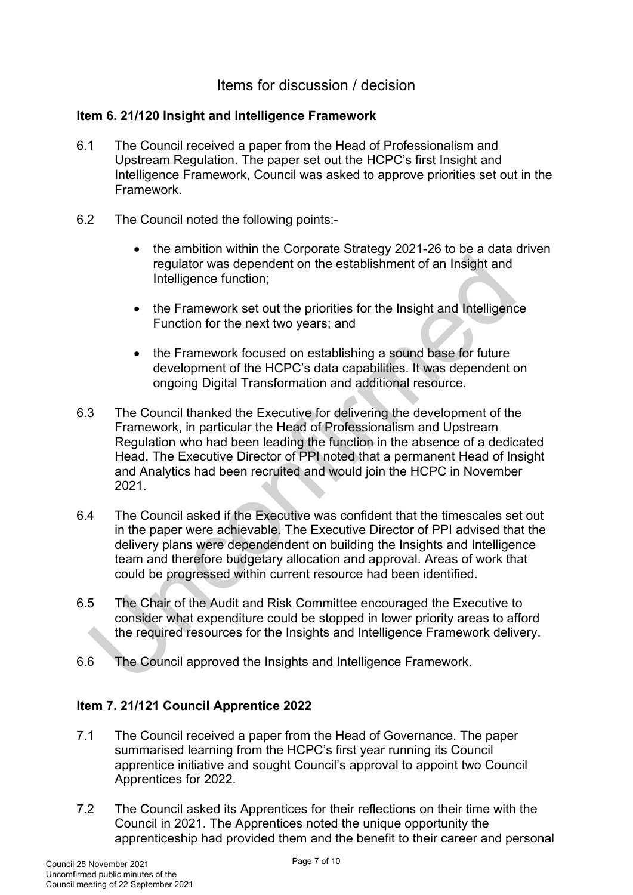# Items for discussion / decision

**Item 6. 21/120 Insight and Intelligence Framework**

6.1 The Council received a paper from the Head of Professionalism and Upstream Regulation. The paper set out the HCPC's first Insight and Intelligence Framework, Council was asked to approve priorities set out in the Framework.

6.2 The Council noted the following points:-

- the ambition within the Corporate Strategy 2021-26 to be a data driven regulator was dependent on the establishment of an Insight and Intelligence function;
- the Framework set out the priorities for the Insight and Intelligence Function for the next two years; and
- the Framework focused on establishing a sound base for future development of the HCPC's data capabilities. It was dependent on ongoing Digital Transformation and additional resource.

6.3 The Council thanked the Executive for delivering the development of the Framework, in particular the Head of Professionalism and Upstream Regulation who had been leading the function in the absence of a dedicated Head. The Executive Director of PPI noted that a permanent Head of Insight and Analytics had been recruited and would join the HCPC in November 2021.

6.4 The Council asked if the Executive was confident that the timescales set out in the paper were achievable. The Executive Director of PPI advised that the delivery plans were dependendent on building the Insights and Intelligence team and therefore budgetary allocation and approval. Areas of work that could be progressed within current resource had been identified.

6.5 The Chair of the Audit and Risk Committee encouraged the Executive to consider what expenditure could be stopped in lower priority areas to afford the required resources for the Insights and Intelligence Framework delivery.

6.6 The Council approved the Insights and Intelligence Framework.

**Item 7. 21/121 Council Apprentice 2022**

7.1 The Council received a paper from the Head of Governance. The paper summarised learning from the HCPC's first year running its Council apprentice initiative and sought Council's approval to appoint two Council Apprentices for 2022.

7.2 The Council asked its Apprentices for their reflections on their time with the Council in 2021. The Apprentices noted the unique opportunity the apprenticeship had provided them and the benefit to their career and personal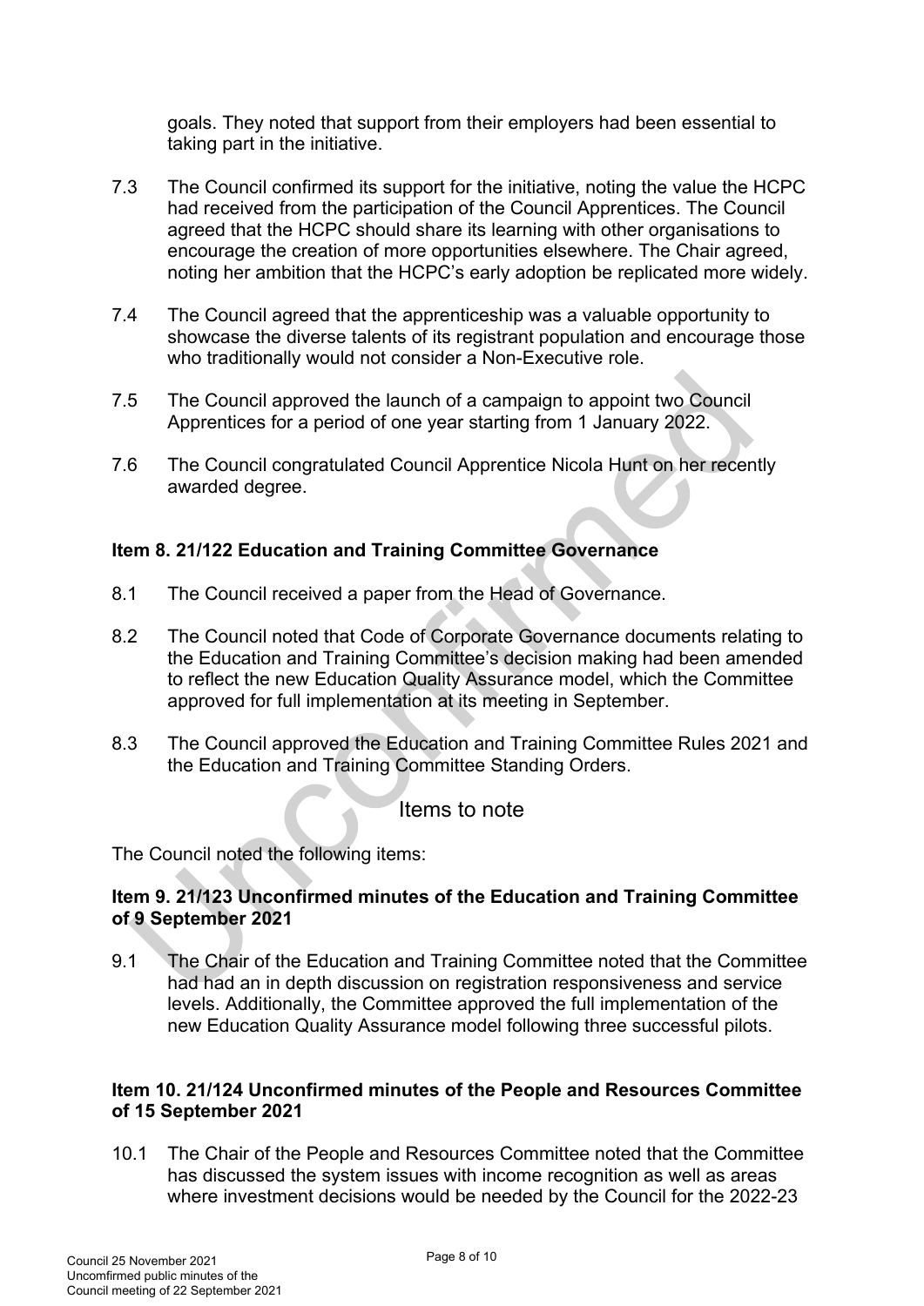goals. They noted that support from their employers had been essential to taking part in the initiative.

7.3 The Council confirmed its support for the initiative, noting the value the HCPC had received from the participation of the Council Apprentices. The Council agreed that the HCPC should share its learning with other organisations to encourage the creation of more opportunities elsewhere. The Chair agreed, noting her ambition that the HCPC's early adoption be replicated more widely.

7.4 The Council agreed that the apprenticeship was a valuable opportunity to showcase the diverse talents of its registrant population and encourage those who traditionally would not consider a Non-Executive role.

7.5 The Council approved the launch of a campaign to appoint two Council Apprentices for a period of one year starting from 1 January 2022.

7.6 The Council congratulated Council Apprentice Nicola Hunt on her recently awarded degree.

**Item 8. 21/122 Education and Training Committee Governance**

8.1 The Council received a paper from the Head of Governance.

8.2 The Council noted that Code of Corporate Governance documents relating to the Education and Training Committee's decision making had been amended to reflect the new Education Quality Assurance model, which the Committee approved for full implementation at its meeting in September.

8.3 The Council approved the Education and Training Committee Rules 2021 and the Education and Training Committee Standing Orders.

## Items to note

The Council noted the following items:

**Item 9. 21/123 Unconfirmed minutes of the Education and Training Committee of 9 September 2021**

9.1 The Chair of the Education and Training Committee noted that the Committee had had an in depth discussion on registration responsiveness and service levels. Additionally, the Committee approved the full implementation of the new Education Quality Assurance model following three successful pilots.

**Item 10. 21/124 Unconfirmed minutes of the People and Resources Committee of 15 September 2021**

10.1 The Chair of the People and Resources Committee noted that the Committee has discussed the system issues with income recognition as well as areas where investment decisions would be needed by the Council for the 2022-23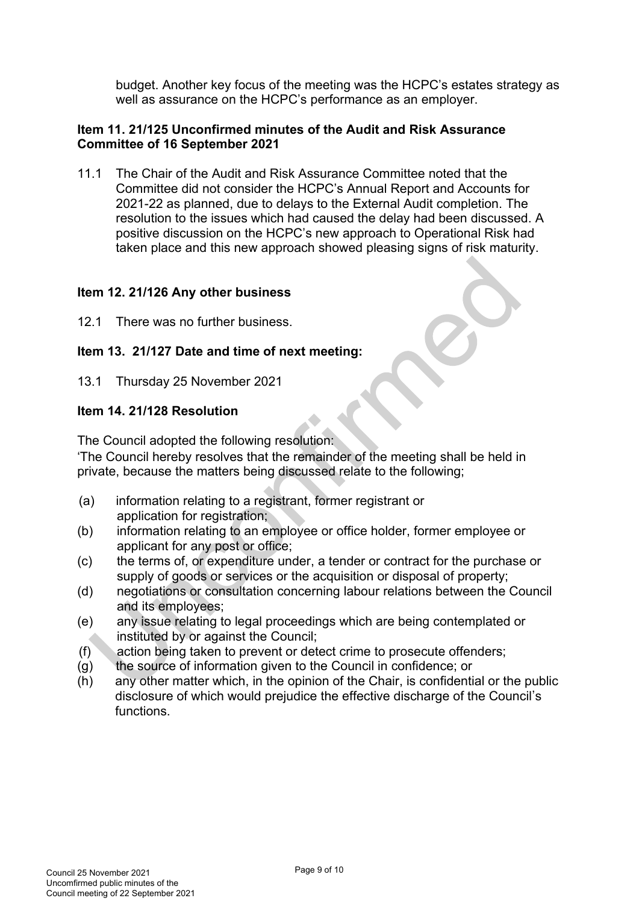budget. Another key focus of the meeting was the HCPC's estates strategy as well as assurance on the HCPC's performance as an employer.

**Item 11. 21/125 Unconfirmed minutes of the Audit and Risk Assurance Committee of 16 September 2021**

11.1 The Chair of the Audit and Risk Assurance Committee noted that the Committee did not consider the HCPC's Annual Report and Accounts for 2021-22 as planned, due to delays to the External Audit completion. The resolution to the issues which had caused the delay had been discussed. A positive discussion on the HCPC's new approach to Operational Risk had taken place and this new approach showed pleasing signs of risk maturity.

**Item 12. 21/126 Any other business**

12.1 There was no further business.

**Item 13. 21/127 Date and time of next meeting:**

13.1 Thursday 25 November 2021

**Item 14. 21/128 Resolution**

The Council adopted the following resolution:

'The Council hereby resolves that the remainder of the meeting shall be held in private, because the matters being discussed relate to the following;

(a) information relating to a registrant, former registrant or application for registration;
(b) information relating to an employee or office holder, former employee or applicant for any post or office;
(c) the terms of, or expenditure under, a tender or contract for the purchase or supply of goods or services or the acquisition or disposal of property;
(d) negotiations or consultation concerning labour relations between the Council and its employees;
(e) any issue relating to legal proceedings which are being contemplated or instituted by or against the Council;
(f) action being taken to prevent or detect crime to prosecute offenders;
(g) the source of information given to the Council in confidence; or
(h) any other matter which, in the opinion of the Chair, is confidential or the public disclosure of which would prejudice the effective discharge of the Council's functions.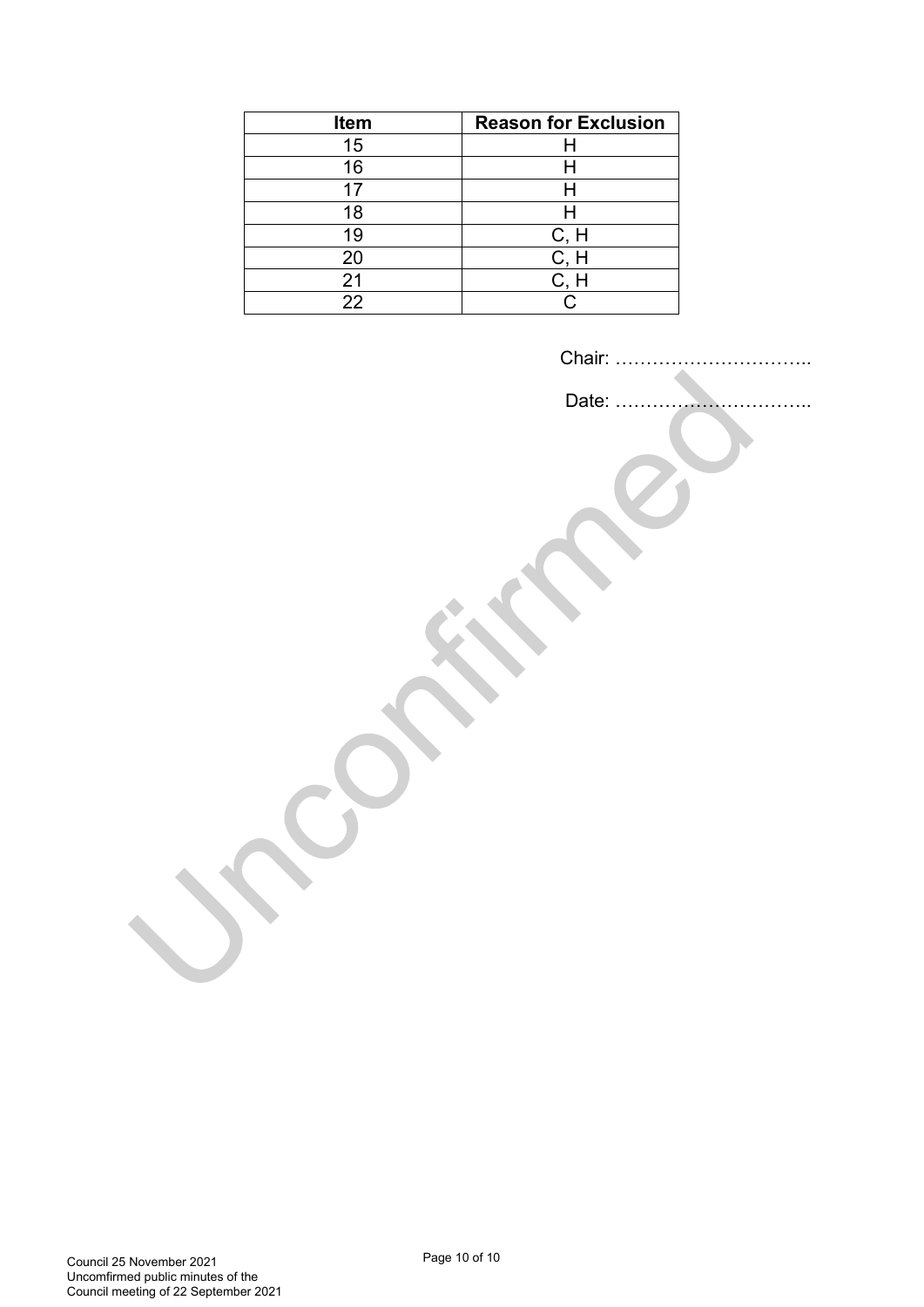| Item | Reason for Exclusion |
|---|---|
| 15 | H |
| 16 | H |
| 17 | H |
| 18 | H |
| 19 | C, H |
| 20 | C, H |
| 21 | C, H |
| 22 | C |

Chair: …………………………..

Date: …………………………..